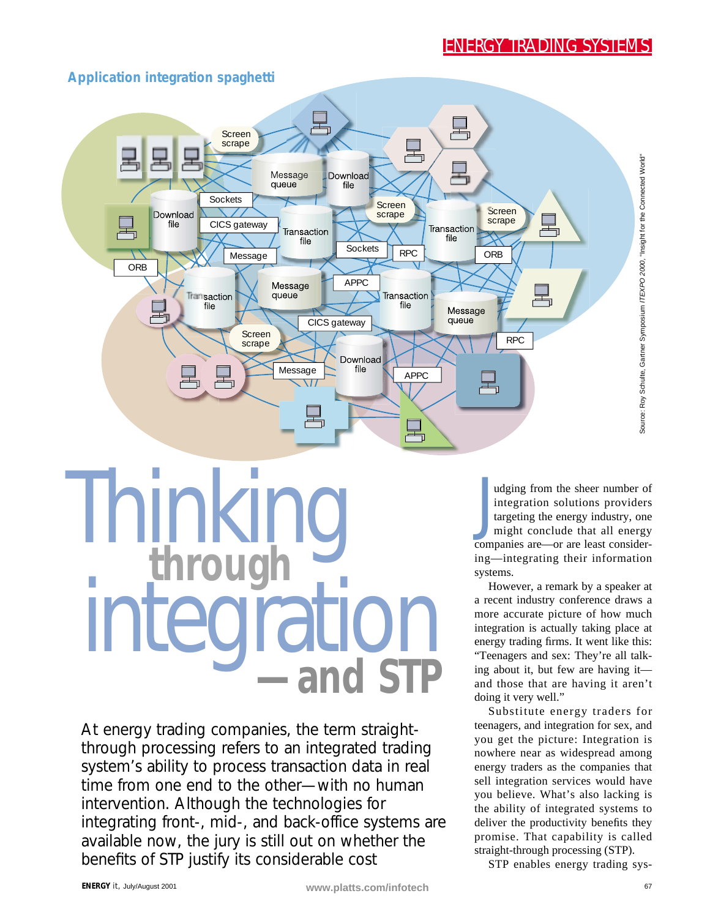## Application integration spaghetti

Source: Roy Schulte, Gartner Symposium *ITEXPO 2000*, "Insight for the Connected World"

# Thinking through integration — and STP

At energy trading companies, the term straight-through processing refers to an integrated trading system's ability to process transaction data in real time from one end to the other—with no human intervention. Although the technologies for integrating front-, mid-, and back-office systems are available now, the jury is still out on whether the benefits of STP justify its considerable cost

Judging from the sheer number of integration solutions providers targeting the energy industry, one might conclude that all energy companies are—or are least considering—integrating their information systems.

However, a remark by a speaker at a recent industry conference draws a more accurate picture of how much integration is actually taking place at energy trading firms. It went like this: "Teenagers and sex: They're all talking about it, but few are having it—and those that are having it aren't doing it very well."

Substitute energy traders for teenagers, and integration for sex, and you get the picture: Integration is nowhere near as widespread among energy traders as the companies that sell integration services would have you believe. What's also lacking is the ability of integrated systems to deliver the productivity benefits they promise. That capability is called straight-through processing (STP).

STP enables energy trading sys-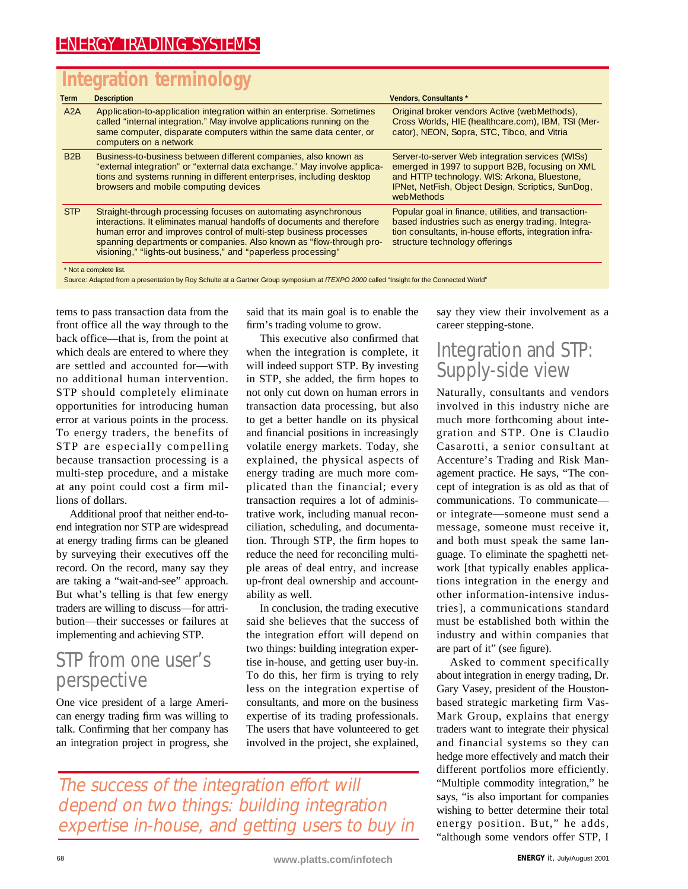## Integration terminology

| Term | Description | Vendors, Consultants * |
|---|---|---|
| A2A | Application-to-application integration within an enterprise. Sometimes called "internal integration." May involve applications running on the same computer, disparate computers within the same data center, or computers on a network | Original broker vendors Active (webMethods), Cross Worlds, HIE (healthcare.com), IBM, TSI (Mercator), NEON, Sopra, STC, Tibco, and Vitria |
| B2B | Business-to-business between different companies, also known as "external integration" or "external data exchange." May involve applications and systems running in different enterprises, including desktop browsers and mobile computing devices | Server-to-server Web integration services (WISs) emerged in 1997 to support B2B, focusing on XML and HTTP technology. WIS: Arkona, Bluestone, IPNet, NetFish, Object Design, Scriptics, SunDog, webMethods |
| STP | Straight-through processing focuses on automating asynchronous interactions. It eliminates manual handoffs of documents and therefore human error and improves control of multi-step business processes spanning departments or companies. Also known as "flow-through provisioning," "lights-out business," and "paperless processing" | Popular goal in finance, utilities, and transaction-based industries such as energy trading. Integration consultants, in-house efforts, integration infrastructure technology offerings |

\* Not a complete list.

Source: Adapted from a presentation by Roy Schulte at a Gartner Group symposium at *ITEXPO 2000* called "Insight for the Connected World"

tems to pass transaction data from the front office all the way through to the back office—that is, from the point at which deals are entered to where they are settled and accounted for—with no additional human intervention. STP should completely eliminate opportunities for introducing human error at various points in the process. To energy traders, the benefits of STP are especially compelling because transaction processing is a multi-step procedure, and a mistake at any point could cost a firm millions of dollars.

Additional proof that neither end-to-end integration nor STP are widespread at energy trading firms can be gleaned by surveying their executives off the record. On the record, many say they are taking a "wait-and-see" approach. But what's telling is that few energy traders are willing to discuss—for attribution—their successes or failures at implementing and achieving STP.

## STP from one user's perspective

One vice president of a large American energy trading firm was willing to talk. Confirming that her company has an integration project in progress, she said that its main goal is to enable the firm's trading volume to grow.

This executive also confirmed that when the integration is complete, it will indeed support STP. By investing in STP, she added, the firm hopes to not only cut down on human errors in transaction data processing, but also to get a better handle on its physical and financial positions in increasingly volatile energy markets. Today, she explained, the physical aspects of energy trading are much more complicated than the financial; every transaction requires a lot of administrative work, including manual reconciliation, scheduling, and documentation. Through STP, the firm hopes to reduce the need for reconciling multiple areas of deal entry, and increase up-front deal ownership and accountability as well.

In conclusion, the trading executive said she believes that the success of the integration effort will depend on two things: building integration expertise in-house, and getting user buy-in. To do this, her firm is trying to rely less on the integration expertise of consultants, and more on the business expertise of its trading professionals. The users that have volunteered to get involved in the project, she explained, say they view their involvement as a career stepping-stone.

*The success of the integration effort will depend on two things: building integration expertise in-house, and getting users to buy in*

## Integration and STP: Supply-side view

Naturally, consultants and vendors involved in this industry niche are much more forthcoming about integration and STP. One is Claudio Casarotti, a senior consultant at Accenture's Trading and Risk Management practice. He says, "The concept of integration is as old as that of communications. To communicate—or integrate—someone must send a message, someone must receive it, and both must speak the same language. To eliminate the spaghetti network [that typically enables applications integration in the energy and other information-intensive industries], a communications standard must be established both within the industry and within companies that are part of it" (see figure).

Asked to comment specifically about integration in energy trading, Dr. Gary Vasey, president of the Houston-based strategic marketing firm Vas-Mark Group, explains that energy traders want to integrate their physical and financial systems so they can hedge more effectively and match their different portfolios more efficiently. "Multiple commodity integration," he says, "is also important for companies wishing to better determine their total energy position. But," he adds, "although some vendors offer STP, I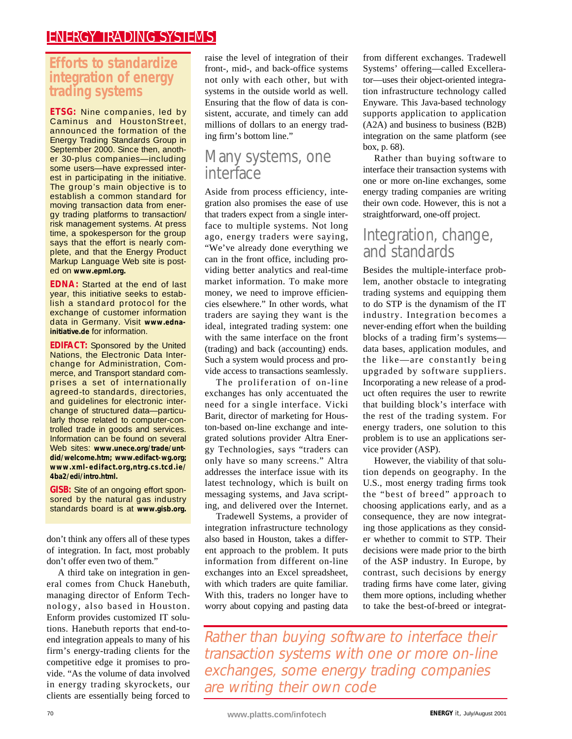## Efforts to standardize integration of energy trading systems

**ETSG:** Nine companies, led by Caminus and HoustonStreet, announced the formation of the Energy Trading Standards Group in September 2000. Since then, another 30-plus companies—including some users—have expressed interest in participating in the initiative. The group's main objective is to establish a common standard for moving transaction data from energy trading platforms to transaction/risk management systems. At press time, a spokesperson for the group says that the effort is nearly complete, and that the Energy Product Markup Language Web site is posted on **www.epml.org.**

**EDNA:** Started at the end of last year, this initiative seeks to establish a standard protocol for the exchange of customer information data in Germany. Visit **www.edna-initiative.de** for information.

**EDIFACT:** Sponsored by the United Nations, the Electronic Data Interchange for Administration, Commerce, and Transport standard comprises a set of internationally agreed-to standards, directories, and guidelines for electronic interchange of structured data—particularly those related to computer-controlled trade in goods and services. Information can be found on several Web sites: **www.unece.org/trade/untdid/welcome.htm; www.edifact-wg.org; www.xml-edifact.org,ntrg.cs.tcd.ie/4ba2/edi/intro.html.**

**GISB:** Site of an ongoing effort sponsored by the natural gas industry standards board is at **www.gisb.org.**

---

don't think any offers all of these types of integration. In fact, most probably don't offer even two of them."

A third take on integration in general comes from Chuck Hanebuth, managing director of Enform Technology, also based in Houston. Enform provides customized IT solutions. Hanebuth reports that end-to-end integration appeals to many of his firm's energy-trading clients for the competitive edge it promises to provide. "As the volume of data involved in energy trading skyrockets, our clients are essentially being forced to raise the level of integration of their front-, mid-, and back-office systems not only with each other, but with systems in the outside world as well. Ensuring that the flow of data is consistent, accurate, and timely can add millions of dollars to an energy trading firm's bottom line."

## Many systems, one interface

Aside from process efficiency, integration also promises the ease of use that traders expect from a single interface to multiple systems. Not long ago, energy traders were saying, "We've already done everything we can in the front office, including providing better analytics and real-time market information. To make more money, we need to improve efficiencies elsewhere." In other words, what traders are saying they want is the ideal, integrated trading system: one with the same interface on the front (trading) and back (accounting) ends. Such a system would process and provide access to transactions seamlessly.

The proliferation of on-line exchanges has only accentuated the need for a single interface. Vicki Barit, director of marketing for Houston-based on-line exchange and integrated solutions provider Altra Energy Technologies, says "traders can only have so many screens." Altra addresses the interface issue with its latest technology, which is built on messaging systems, and Java scripting, and delivered over the Internet.

Tradewell Systems, a provider of integration infrastructure technology also based in Houston, takes a different approach to the problem. It puts information from different on-line exchanges into an Excel spreadsheet, with which traders are quite familiar. With this, traders no longer have to worry about copying and pasting data from different exchanges. Tradewell Systems' offering—called Excellerator—uses their object-oriented integration infrastructure technology called Enyware. This Java-based technology supports application to application (A2A) and business to business (B2B) integration on the same platform (see box, p. 68).

Rather than buying software to interface their transaction systems with one or more on-line exchanges, some energy trading companies are writing their own code. However, this is not a straightforward, one-off project.

## Integration, change, and standards

Besides the multiple-interface problem, another obstacle to integrating trading systems and equipping them to do STP is the dynamism of the IT industry. Integration becomes a never-ending effort when the building blocks of a trading firm's systems—data bases, application modules, and the like—are constantly being upgraded by software suppliers. Incorporating a new release of a product often requires the user to rewrite that building block's interface with the rest of the trading system. For energy traders, one solution to this problem is to use an applications service provider (ASP).

However, the viability of that solution depends on geography. In the U.S., most energy trading firms took the "best of breed" approach to choosing applications early, and as a consequence, they are now integrating those applications as they consider whether to commit to STP. Their decisions were made prior to the birth of the ASP industry. In Europe, by contrast, such decisions by energy trading firms have come later, giving them more options, including whether to take the best-of-breed or integrat-

*Rather than buying software to interface their transaction systems with one or more on-line exchanges, some energy trading companies are writing their own code*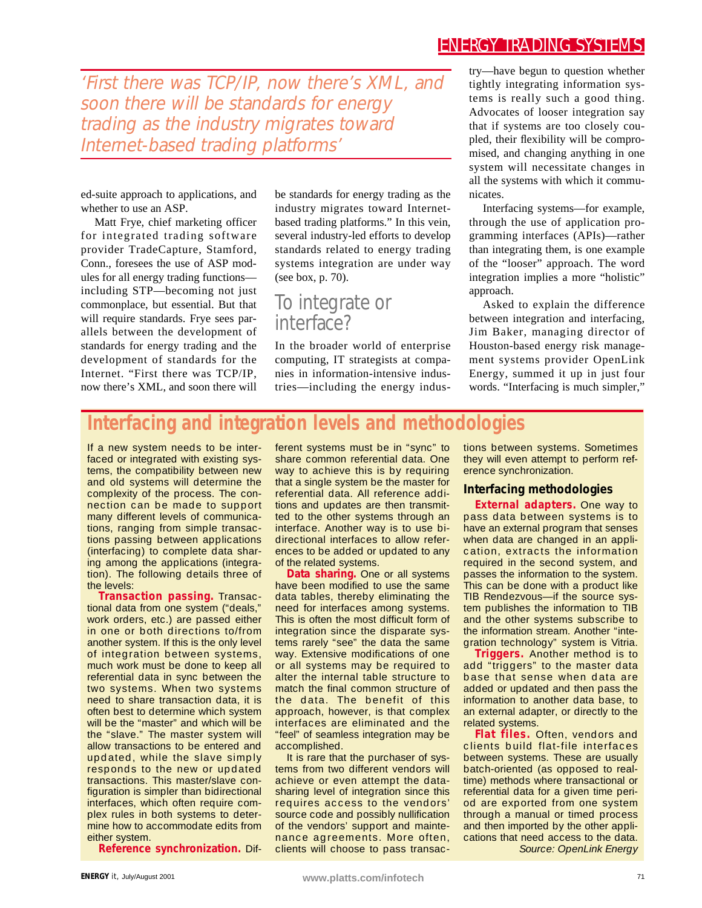*'First there was TCP/IP, now there's XML, and soon there will be standards for energy trading as the industry migrates toward Internet-based trading platforms'*

ed-suite approach to applications, and whether to use an ASP.

Matt Frye, chief marketing officer for integrated trading software provider TradeCapture, Stamford, Conn., foresees the use of ASP modules for all energy trading functions—including STP—becoming not just commonplace, but essential. But that will require standards. Frye sees parallels between the development of standards for energy trading and the development of standards for the Internet. "First there was TCP/IP, now there's XML, and soon there will be standards for energy trading as the industry migrates toward Internet-based trading platforms." In this vein, several industry-led efforts to develop standards related to energy trading systems integration are under way (see box, p. 70).

## To integrate or interface?

In the broader world of enterprise computing, IT strategists at companies in information-intensive industries—including the energy industry—have begun to question whether tightly integrating information systems is really such a good thing. Advocates of looser integration say that if systems are too closely coupled, their flexibility will be compromised, and changing anything in one system will necessitate changes in all the systems with which it communicates.

Interfacing systems—for example, through the use of application programming interfaces (APIs)—rather than integrating them, is one example of the "looser" approach. The word integration implies a more "holistic" approach.

Asked to explain the difference between integration and interfacing, Jim Baker, managing director of Houston-based energy risk management systems provider OpenLink Energy, summed it up in just four words. "Interfacing is much simpler,"

## Interfacing and integration levels and methodologies

If a new system needs to be interfaced or integrated with existing systems, the compatibility between new and old systems will determine the complexity of the process. The connection can be made to support many different levels of communications, ranging from simple transactions passing between applications (interfacing) to complete data sharing among the applications (integration). The following details three of the levels:

**Transaction passing.** Transactional data from one system ("deals," work orders, etc.) are passed either in one or both directions to/from another system. If this is the only level of integration between systems, much work must be done to keep all referential data in sync between the two systems. When two systems need to share transaction data, it is often best to determine which system will be the "master" and which will be the "slave." The master system will allow transactions to be entered and updated, while the slave simply responds to the new or updated transactions. This master/slave configuration is simpler than bidirectional interfaces, which often require complex rules in both systems to determine how to accommodate edits from either system.

**Reference synchronization.** Different systems must be in "sync" to share common referential data. One way to achieve this is by requiring that a single system be the master for referential data. All reference additions and updates are then transmitted to the other systems through an interface. Another way is to use bidirectional interfaces to allow references to be added or updated to any of the related systems.

**Data sharing.** One or all systems have been modified to use the same data tables, thereby eliminating the need for interfaces among systems. This is often the most difficult form of integration since the disparate systems rarely "see" the data the same way. Extensive modifications of one or all systems may be required to alter the internal table structure to match the final common structure of the data. The benefit of this approach, however, is that complex interfaces are eliminated and the "feel" of seamless integration may be accomplished.

It is rare that the purchaser of systems from two different vendors will achieve or even attempt the data-sharing level of integration since this requires access to the vendors' source code and possibly nullification of the vendors' support and maintenance agreements. More often, clients will choose to pass transactions between systems. Sometimes they will even attempt to perform reference synchronization.

### Interfacing methodologies

**External adapters.** One way to pass data between systems is to have an external program that senses when data are changed in an application, extracts the information required in the second system, and passes the information to the system. This can be done with a product like TIB Rendezvous—if the source system publishes the information to TIB and the other systems subscribe to the information stream. Another "integration technology" system is Vitria.

**Triggers.** Another method is to add "triggers" to the master data base that sense when data are added or updated and then pass the information to another data base, to an external adapter, or directly to the related systems.

**Flat files.** Often, vendors and clients build flat-file interfaces between systems. These are usually batch-oriented (as opposed to real-time) methods where transactional or referential data for a given time period are exported from one system through a manual or timed process and then imported by the other applications that need access to the data.

*Source: OpenLink Energy*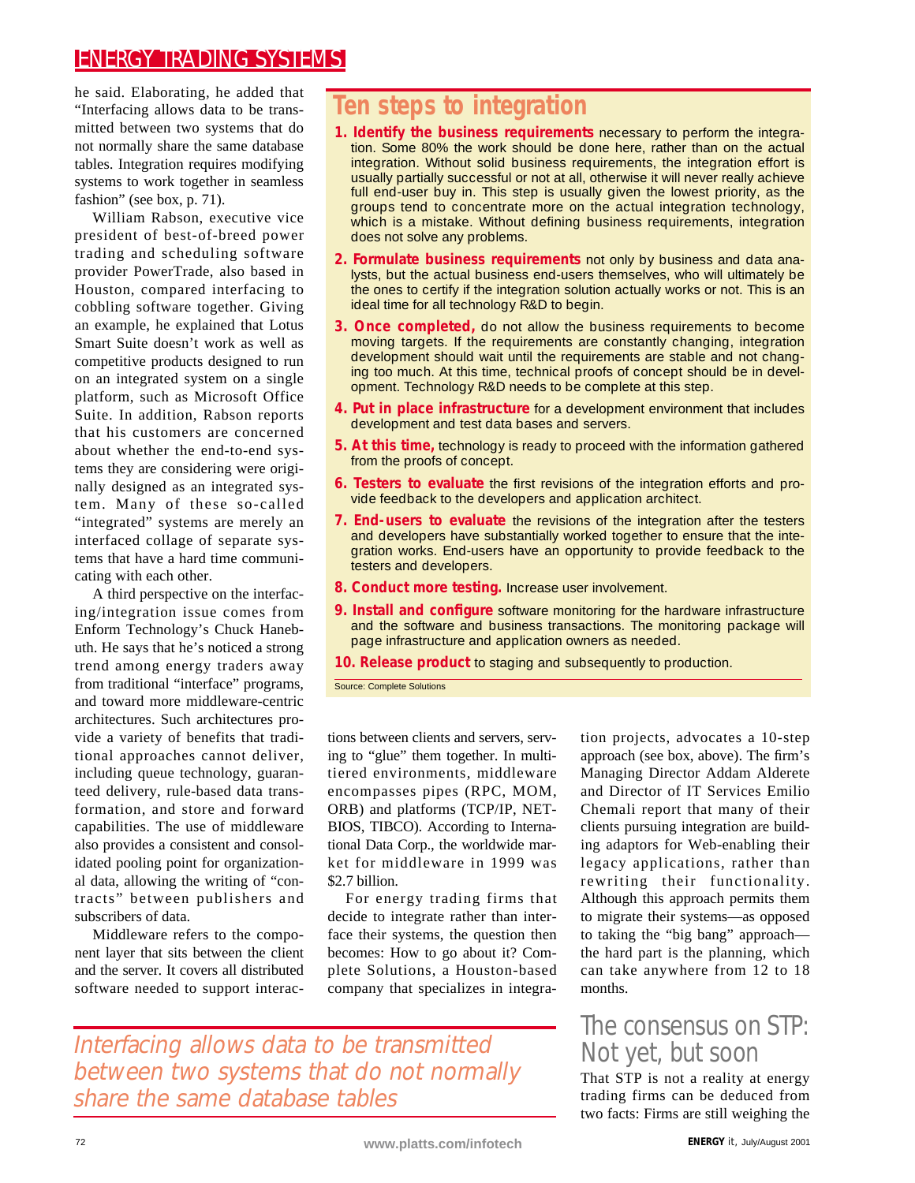he said. Elaborating, he added that "Interfacing allows data to be transmitted between two systems that do not normally share the same database tables. Integration requires modifying systems to work together in seamless fashion" (see box, p. 71).

William Rabson, executive vice president of best-of-breed power trading and scheduling software provider PowerTrade, also based in Houston, compared interfacing to cobbling software together. Giving an example, he explained that Lotus Smart Suite doesn't work as well as competitive products designed to run on an integrated system on a single platform, such as Microsoft Office Suite. In addition, Rabson reports that his customers are concerned about whether the end-to-end systems they are considering were originally designed as an integrated system. Many of these so-called "integrated" systems are merely an interfaced collage of separate systems that have a hard time communicating with each other.

A third perspective on the interfacing/integration issue comes from Enform Technology's Chuck Hanebuth. He says that he's noticed a strong trend among energy traders away from traditional "interface" programs, and toward more middleware-centric architectures. Such architectures provide a variety of benefits that traditional approaches cannot deliver, including queue technology, guaranteed delivery, rule-based data transformation, and store and forward capabilities. The use of middleware also provides a consistent and consolidated pooling point for organizational data, allowing the writing of "contracts" between publishers and subscribers of data.

Middleware refers to the component layer that sits between the client and the server. It covers all distributed software needed to support interactions between clients and servers, serving to "glue" them together. In multi-tiered environments, middleware encompasses pipes (RPC, MOM, ORB) and platforms (TCP/IP, NETBIOS, TIBCO). According to International Data Corp., the worldwide market for middleware in 1999 was $2.7 billion.

For energy trading firms that decide to integrate rather than interface their systems, the question then becomes: How to go about it? Complete Solutions, a Houston-based company that specializes in integration projects, advocates a 10-step approach (see box, above). The firm's Managing Director Addam Alderete and Director of IT Services Emilio Chemali report that many of their clients pursuing integration are building adaptors for Web-enabling their legacy applications, rather than rewriting their functionality. Although this approach permits them to migrate their systems—as opposed to taking the "big bang" approach—the hard part is the planning, which can take anywhere from 12 to 18 months.

## Ten steps to integration

1. **Identify the business requirements** necessary to perform the integration. Some 80% the work should be done here, rather than on the actual integration. Without solid business requirements, the integration effort is usually partially successful or not at all, otherwise it will never really achieve full end-user buy in. This step is usually given the lowest priority, as the groups tend to concentrate more on the actual integration technology, which is a mistake. Without defining business requirements, integration does not solve any problems.
2. **Formulate business requirements** not only by business and data analysts, but the actual business end-users themselves, who will ultimately be the ones to certify if the integration solution actually works or not. This is an ideal time for all technology R&D to begin.
3. **Once completed,** do not allow the business requirements to become moving targets. If the requirements are constantly changing, integration development should wait until the requirements are stable and not changing too much. At this time, technical proofs of concept should be in development. Technology R&D needs to be complete at this step.
4. **Put in place infrastructure** for a development environment that includes development and test data bases and servers.
5. **At this time,** technology is ready to proceed with the information gathered from the proofs of concept.
6. **Testers to evaluate** the first revisions of the integration efforts and provide feedback to the developers and application architect.
7. **End-users to evaluate** the revisions of the integration after the testers and developers have substantially worked together to ensure that the integration works. End-users have an opportunity to provide feedback to the testers and developers.
8. **Conduct more testing.** Increase user involvement.
9. **Install and configure** software monitoring for the hardware infrastructure and the software and business transactions. The monitoring package will page infrastructure and application owners as needed.
10. **Release product** to staging and subsequently to production.

Source: Complete Solutions

*Interfacing allows data to be transmitted between two systems that do not normally share the same database tables*

## The consensus on STP: Not yet, but soon

That STP is not a reality at energy trading firms can be deduced from two facts: Firms are still weighing the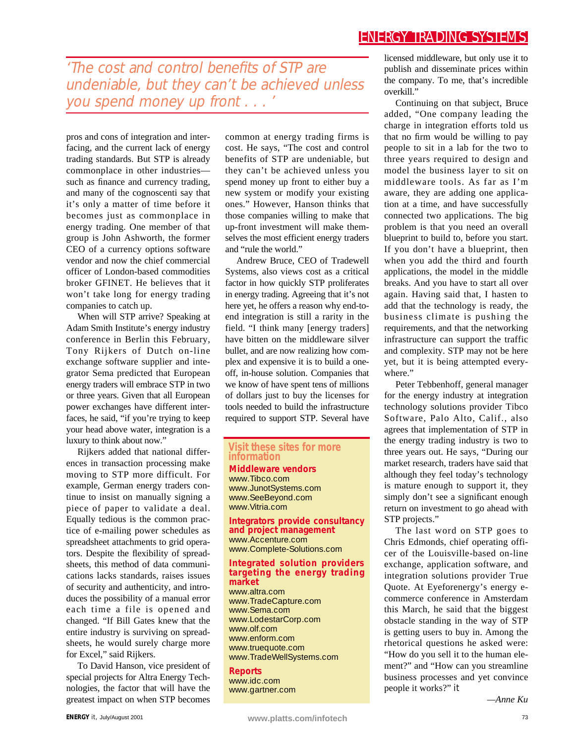> 'The cost and control benefits of STP are undeniable, but they can't be achieved unless you spend money up front . . . '

pros and cons of integration and interfacing, and the current lack of energy trading standards. But STP is already commonplace in other industries—such as finance and currency trading, and many of the cognoscenti say that it's only a matter of time before it becomes just as commonplace in energy trading. One member of that group is John Ashworth, the former CEO of a currency options software vendor and now the chief commercial officer of London-based commodities broker GFINET. He believes that it won't take long for energy trading companies to catch up.

When will STP arrive? Speaking at Adam Smith Institute's energy industry conference in Berlin this February, Tony Rijkers of Dutch on-line exchange software supplier and integrator Sema predicted that European energy traders will embrace STP in two or three years. Given that all European power exchanges have different interfaces, he said, "if you're trying to keep your head above water, integration is a luxury to think about now."

Rijkers added that national differences in transaction processing make moving to STP more difficult. For example, German energy traders continue to insist on manually signing a piece of paper to validate a deal. Equally tedious is the common practice of e-mailing power schedules as spreadsheet attachments to grid operators. Despite the flexibility of spreadsheets, this method of data communications lacks standards, raises issues of security and authenticity, and introduces the possibility of a manual error each time a file is opened and changed. "If Bill Gates knew that the entire industry is surviving on spreadsheets, he would surely charge more for Excel," said Rijkers.

To David Hanson, vice president of special projects for Altra Energy Technologies, the factor that will have the greatest impact on when STP becomes common at energy trading firms is cost. He says, "The cost and control benefits of STP are undeniable, but they can't be achieved unless you spend money up front to either buy a new system or modify your existing ones." However, Hanson thinks that those companies willing to make that up-front investment will make themselves the most efficient energy traders and "rule the world."

Andrew Bruce, CEO of Tradewell Systems, also views cost as a critical factor in how quickly STP proliferates in energy trading. Agreeing that it's not here yet, he offers a reason why end-to-end integration is still a rarity in the field. "I think many [energy traders] have bitten on the middleware silver bullet, and are now realizing how complex and expensive it is to build a one-off, in-house solution. Companies that we know of have spent tens of millions of dollars just to buy the licenses for tools needed to build the infrastructure required to support STP. Several have licensed middleware, but only use it to publish and disseminate prices within the company. To me, that's incredible overkill."

Continuing on that subject, Bruce added, "One company leading the charge in integration efforts told us that no firm would be willing to pay people to sit in a lab for the two to three years required to design and model the business layer to sit on middleware tools. As far as I'm aware, they are adding one application at a time, and have successfully connected two applications. The big problem is that you need an overall blueprint to build to, before you start. If you don't have a blueprint, then when you add the third and fourth applications, the model in the middle breaks. And you have to start all over again. Having said that, I hasten to add that the technology is ready, the business climate is pushing the requirements, and that the networking infrastructure can support the traffic and complexity. STP may not be here yet, but it is being attempted everywhere."

Peter Tebbenhoff, general manager for the energy industry at integration technology solutions provider Tibco Software, Palo Alto, Calif., also agrees that implementation of STP in the energy trading industry is two to three years out. He says, "During our market research, traders have said that although they feel today's technology is mature enough to support it, they simply don't see a significant enough return on investment to go ahead with STP projects."

The last word on STP goes to Chris Edmonds, chief operating officer of the Louisville-based on-line exchange, application software, and integration solutions provider True Quote. At Eyeforenergy's energy e-commerce conference in Amsterdam this March, he said that the biggest obstacle standing in the way of STP is getting users to buy in. Among the rhetorical questions he asked were: "How do you sell it to the human element?" and "How can you streamline business processes and yet convince people it works?" *it*

*—Anne Ku*

## Visit these sites for more information

**Middleware vendors**
www.Tibco.com
www.JunotSystems.com
www.SeeBeyond.com
www.Vitria.com

**Integrators provide consultancy and project management**
www.Accenture.com
www.Complete-Solutions.com

**Integrated solution providers targeting the energy trading market**
www.altra.com
www.TradeCapture.com
www.Sema.com
www.LodestarCorp.com
www.olf.com
www.enform.com
www.truequote.com
www.TradeWellSystems.com

**Reports**
www.idc.com
www.gartner.com